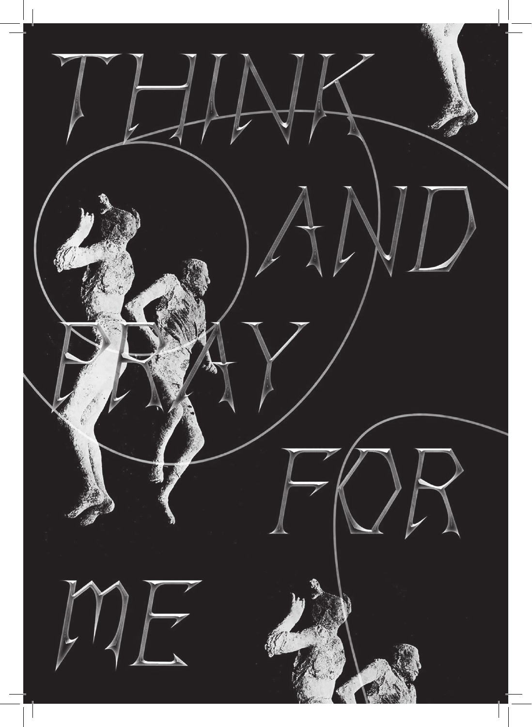THINK AND PRAY FOR ME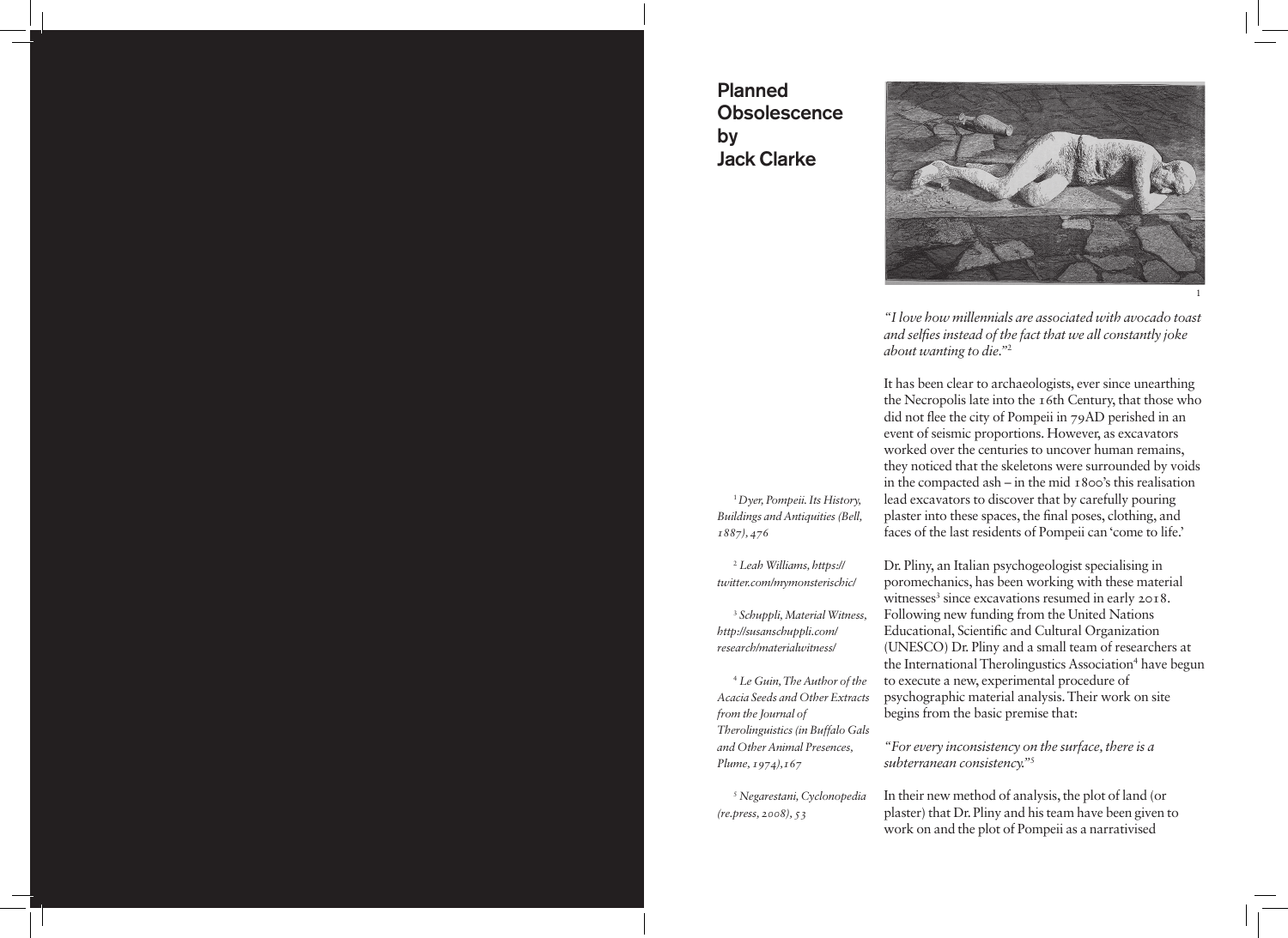# Planned Obsolescence by Jack Clarke

1

*"I love how millennials are associated with avocado toast and selfies instead of the fact that we all constantly joke about wanting to die."*[2]

It has been clear to archaeologists, ever since unearthing the Necropolis late into the 16th Century, that those who did not flee the city of Pompeii in 79AD perished in an event of seismic proportions. However, as excavators worked over the centuries to uncover human remains, they noticed that the skeletons were surrounded by voids in the compacted ash – in the mid 1800's this realisation lead excavators to discover that by carefully pouring plaster into these spaces, the final poses, clothing, and faces of the last residents of Pompeii can 'come to life.'

Dr. Pliny, an Italian psychogeologist specialising in poromechanics, has been working with these material witnesses[3] since excavations resumed in early 2018. Following new funding from the United Nations Educational, Scientific and Cultural Organization (UNESCO) Dr. Pliny and a small team of researchers at the International Therolingustics Association[4] have begun to execute a new, experimental procedure of psychographic material analysis. Their work on site begins from the basic premise that:

*"For every inconsistency on the surface, there is a subterranean consistency."*[5]

In their new method of analysis, the plot of land (or plaster) that Dr. Pliny and his team have been given to work on and the plot of Pompeii as a narrativised

[1] *Dyer, Pompeii. Its History, Buildings and Antiquities (Bell, 1887), 476*

[2] *Leah Williams, https://twitter.com/mymonsterischic/*

[3] *Schuppli, Material Witness, http://susanschuppli.com/research/materialwitness/*

[4] *Le Guin, The Author of the Acacia Seeds and Other Extracts from the Journal of Therolinguistics (in Buffalo Gals and Other Animal Presences, Plume, 1974), 167*

[5] *Negarestani, Cyclonopedia (re.press, 2008), 53*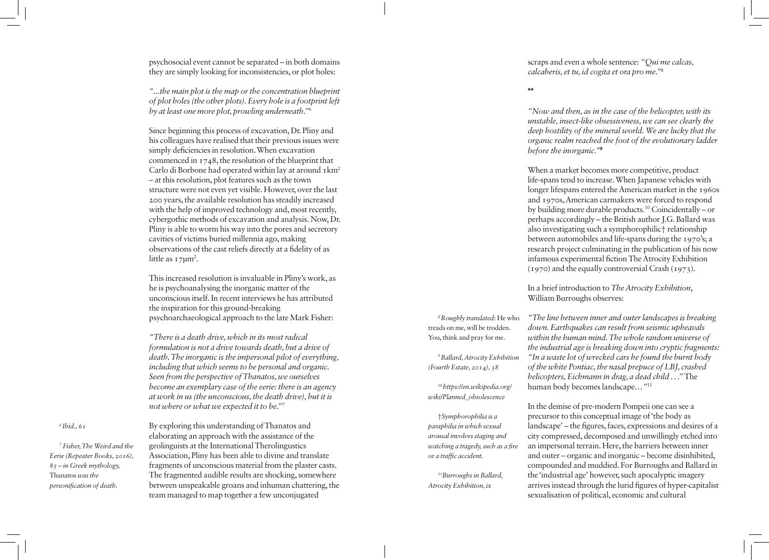psychosocial event cannot be separated – in both domains they are simply looking for inconsistencies, or plot holes:

*"...the main plot is the map or the concentration blueprint of plot holes (the other plots). Every hole is a footprint left by at least one more plot, prowling underneath."*[6]

Since beginning this process of excavation, Dr. Pliny and his colleagues have realised that their previous issues were simply deficiencies in resolution. When excavation commenced in 1748, the resolution of the blueprint that Carlo di Borbone had operated within lay at around 1km² – at this resolution, plot features such as the town structure were not even yet visible. However, over the last 200 years, the available resolution has steadily increased with the help of improved technology and, most recently, cybergothic methods of excavation and analysis. Now, Dr. Pliny is able to worm his way into the pores and secretory cavities of victims buried millennia ago, making observations of the cast reliefs directly at a fidelity of as little as 17μm².

This increased resolution is invaluable in Pliny's work, as he is psychoanalysing the inorganic matter of the unconscious itself. In recent interviews he has attributed the inspiration for this ground-breaking psychoarchaeological approach to the late Mark Fisher:

*"There is a death drive, which in its most radical formulation is not a drive towards death, but a drive of death. The inorganic is the impersonal pilot of everything, including that which seems to be personal and organic. Seen from the perspective of Thanatos, we ourselves become an exemplary case of the eerie: there is an agency at work in us (the unconscious, the death drive), but it is not where or what we expected it to be."*[7]

By exploring this understanding of Thanatos and elaborating an approach with the assistance of the geolinguists at the International Therolingustics Association, Pliny has been able to divine and translate fragments of unconscious material from the plaster casts. The fragmented audible results are shocking, somewhere between unspeakable groans and inhuman chattering, the team managed to map together a few unconjugated scraps and even a whole sentence: *"Qui me calcas, calcaberis, et tu, id cogita et ora pro me."*[8]

[6] *Ibid., 61*

[7] *Fisher, The Weird and the Eerie (Repeater Books, 2016), 85 – in Greek mythology,* Thanatos *was the personification of death.*

[8] *Roughly translated:* He who treads on me, will be trodden. You, think and pray for me.

**

*"Now and then, as in the case of the helicopter, with its unstable, insect-like obsessiveness, we can see clearly the deep hostility of the mineral world. We are lucky that the organic realm reached the foot of the evolutionary ladder before the inorganic."*[9]

When a market becomes more competitive, product life-spans tend to increase. When Japanese vehicles with longer lifespans entered the American market in the 1960s and 1970s, American carmakers were forced to respond by building more durable products.[10] Coincidentally – or perhaps accordingly – the British author J.G. Ballard was also investigating such a symphorophilic† relationship between automobiles and life-spans during the 1970's; a research project culminating in the publication of his now infamous experimental fiction The Atrocity Exhibition (1970) and the equally controversial Crash (1973).

In a brief introduction to *The Atrocity Exhibition*, William Burroughs observes:

*"The line between inner and outer landscapes is breaking down. Earthquakes can result from seismic upheavals within the human mind. The whole random universe of the industrial age is breaking down into cryptic fragments: "In a waste lot of wrecked cars he found the burnt body of the white Pontiac, the nasal prepuce of LBJ, crashed helicopters, Eichmann in drag, a dead child . . ."* The human body becomes landscape…*"*[11]

In the demise of pre-modern Pompeii one can see a precursor to this conceptual image of 'the body as landscape' – the figures, faces, expressions and desires of a city compressed, decomposed and unwillingly etched into an impersonal terrain. Here, the barriers between inner and outer – organic and inorganic – become disinhibited, compounded and muddied. For Burroughs and Ballard in the 'industrial age' however, such apocalyptic imagery arrives instead through the lurid figures of hyper-capitalist sexualisation of political, economic and cultural

[9] *Ballard, Atrocity Exhibition (Fourth Estate, 2014), 38*

[10] *https://en.wikipedia.org/wiki/Planned_obsolescence*

† *Symphorophilia is a paraphilia in which sexual arousal involves staging and watching a tragedy, such as a fire or a traffic accident.*

[11] *Burroughs in Ballard, Atrocity Exhibition, ix*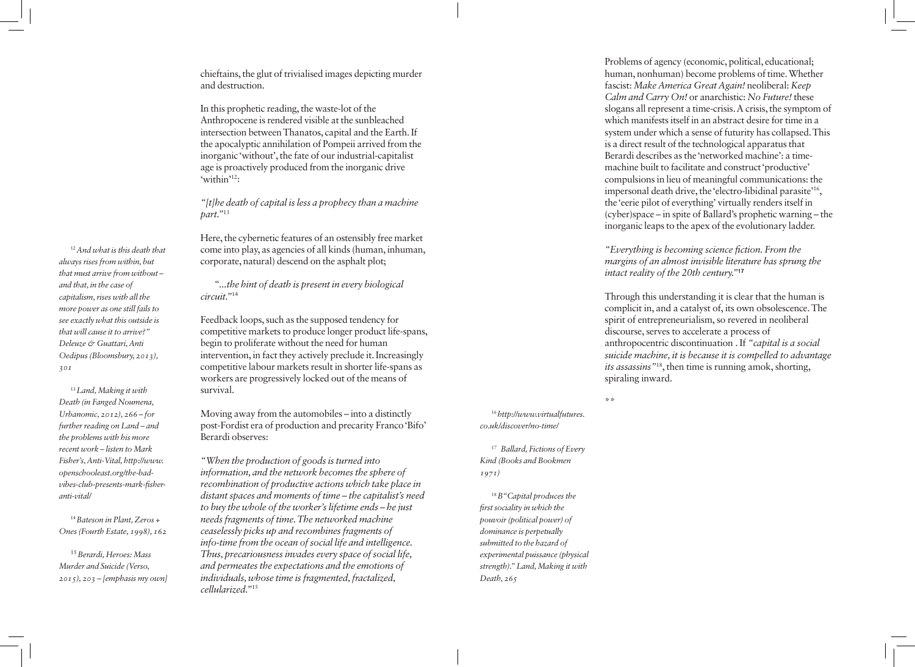chieftains, the glut of trivialised images depicting murder and destruction.

In this prophetic reading, the waste-lot of the Anthropocene is rendered visible at the sunbleached intersection between Thanatos, capital and the Earth. If the apocalyptic annihilation of Pompeii arrived from the inorganic 'without', the fate of our industrial-capitalist age is proactively produced from the inorganic drive 'within'[12]:

*"[t]he death of capital is less a prophecy than a machine part."*[13]

Here, the cybernetic features of an ostensibly free market come into play, as agencies of all kinds (human, inhuman, corporate, natural) descend on the asphalt plot;

*"...the hint of death is present in every biological circuit."*[14]

Feedback loops, such as the supposed tendency for competitive markets to produce longer product life-spans, begin to proliferate without the need for human intervention, in fact they actively preclude it. Increasingly competitive labour markets result in shorter life-spans as workers are progressively locked out of the means of survival.

Moving away from the automobiles – into a distinctly post-Fordist era of production and precarity Franco 'Bifo' Berardi observes:

*"When the production of goods is turned into information, and the network becomes the sphere of recombination of productive actions which take place in distant spaces and moments of time – the capitalist's need to buy the whole of the worker's lifetime ends – he just needs fragments of time. The networked machine ceaselessly picks up and recombines fragments of info-time from the ocean of social life and intelligence. Thus, precariousness invades every space of social life, and permeates the expectations and the emotions of individuals, whose time is fragmented, fractalized, cellularized."*[15]

Problems of agency (economic, political, educational; human, nonhuman) become problems of time. Whether fascist: *Make America Great Again!* neoliberal: *Keep Calm and Carry On!* or anarchistic: *No Future!* these slogans all represent a time-crisis. A crisis, the symptom of which manifests itself in an abstract desire for time in a system under which a sense of futurity has collapsed. This is a direct result of the technological apparatus that Berardi describes as the 'networked machine': a time-machine built to facilitate and construct 'productive' compulsions in lieu of meaningful communications: the impersonal death drive, the 'electro-libidinal parasite'[16], the 'eerie pilot of everything' virtually renders itself in (cyber)space – in spite of Ballard's prophetic warning – the inorganic leaps to the apex of the evolutionary ladder.

*"Everything is becoming science fiction. From the margins of an almost invisible literature has sprung the intact reality of the 20th century."*[17]

Through this understanding it is clear that the human is complicit in, and a catalyst of, its own obsolescence. The spirit of entrepreneurialism, so revered in neoliberal discourse, serves to accelerate a process of anthropocentric discontinuation . If *"capital is a social suicide machine, it is because it is compelled to advantage its assassins"*[18], then time is running amok, shorting, spiraling inward.

**

[12] *And what is this death that always rises from within, but that must arrive from without – and that, in the case of capitalism, rises with all the more power as one still fails to see exactly what this outside is that will cause it to arrive?" Deleuze & Guattari, Anti Oedipus (Bloomsbury, 2013), 301*

[13] *Land, Making it with Death (in Fanged Noumena, Urbanomic, 2012), 266 – for further reading on Land – and the problems with his more recent work – listen to Mark Fisher's, Anti-Vital, http://www.openschooleast.org/the-bad-vibes-club-presents-mark-fisher-anti-vital/*

[14] *Bateson in Plant, Zeros + Ones (Fourth Estate, 1998), 162*

[15] *Berardi, Heroes: Mass Murder and Suicide (Verso, 2015), 203 – [emphasis my own]*

[16] *http://www.virtualfutures.co.uk/discover/no-time/*

[17] *Ballard, Fictions of Every Kind (Books and Bookmen 1971)*

[18] *B"Capital produces the first sociality in which the pouvoir (political power) of dominance is perpetually submitted to the hazard of experimental puissance (physical strength)." Land, Making it with Death, 265*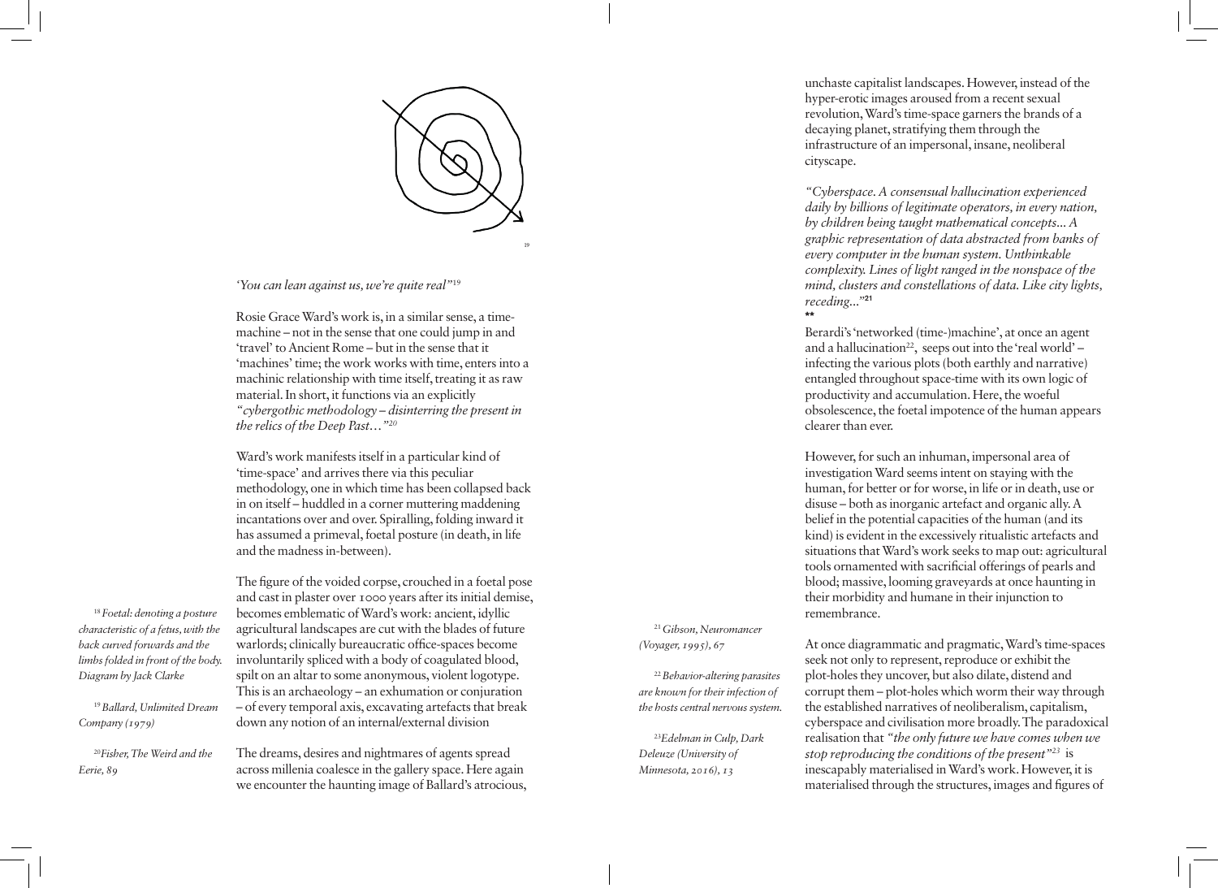'You can lean against us, we're quite real'[19]

Rosie Grace Ward's work is, in a similar sense, a time-machine – not in the sense that one could jump in and 'travel' to Ancient Rome – but in the sense that it 'machines' time; the work works with time, enters into a machinic relationship with time itself, treating it as raw material. In short, it functions via an explicitly *"cybergothic methodology – disinterring the present in the relics of the Deep Past…"*[20]

Ward's work manifests itself in a particular kind of 'time-space' and arrives there via this peculiar methodology, one in which time has been collapsed back in on itself – huddled in a corner muttering maddening incantations over and over. Spiralling, folding inward it has assumed a primeval, foetal posture (in death, in life and the madness in-between).

The figure of the voided corpse, crouched in a foetal pose and cast in plaster over 1000 years after its initial demise, becomes emblematic of Ward's work: ancient, idyllic agricultural landscapes are cut with the blades of future warlords; clinically bureaucratic office-spaces become involuntarily spliced with a body of coagulated blood, spilt on an altar to some anonymous, violent logotype. This is an archaeology – an exhumation or conjuration – of every temporal axis, excavating artefacts that break down any notion of an internal/external division

The dreams, desires and nightmares of agents spread across millenia coalesce in the gallery space. Here again we encounter the haunting image of Ballard's atrocious, unchaste capitalist landscapes. However, instead of the hyper-erotic images aroused from a recent sexual revolution, Ward's time-space garners the brands of a decaying planet, stratifying them through the infrastructure of an impersonal, insane, neoliberal cityscape.

*"Cyberspace. A consensual hallucination experienced daily by billions of legitimate operators, in every nation, by children being taught mathematical concepts... A graphic representation of data abstracted from banks of every computer in the human system. Unthinkable complexity. Lines of light ranged in the nonspace of the mind, clusters and constellations of data. Like city lights, receding..."*[21]

**

Berardi's 'networked (time-)machine', at once an agent and a hallucination[22], seeps out into the 'real world' – infecting the various plots (both earthly and narrative) entangled throughout space-time with its own logic of productivity and accumulation. Here, the woeful obsolescence, the foetal impotence of the human appears clearer than ever.

However, for such an inhuman, impersonal area of investigation Ward seems intent on staying with the human, for better or for worse, in life or in death, use or disuse – both as inorganic artefact and organic ally. A belief in the potential capacities of the human (and its kind) is evident in the excessively ritualistic artefacts and situations that Ward's work seeks to map out: agricultural tools ornamented with sacrificial offerings of pearls and blood; massive, looming graveyards at once haunting in their morbidity and humane in their injunction to remembrance.

At once diagrammatic and pragmatic, Ward's time-spaces seek not only to represent, reproduce or exhibit the plot-holes they uncover, but also dilate, distend and corrupt them – plot-holes which worm their way through the established narratives of neoliberalism, capitalism, cyberspace and civilisation more broadly. The paradoxical realisation that *"the only future we have comes when we stop reproducing the conditions of the present"*[23] is inescapably materialised in Ward's work. However, it is materialised through the structures, images and figures of

[18] *Foetal: denoting a posture characteristic of a fetus, with the back curved forwards and the limbs folded in front of the body. Diagram by Jack Clarke*

[19] *Ballard, Unlimited Dream Company (1979)*

[20] *Fisher, The Weird and the Eerie, 89*

[21] *Gibson, Neuromancer (Voyager, 1995), 67*

[22] *Behavior-altering parasites are known for their infection of the hosts central nervous system.*

[23] *Edelman in Culp, Dark Deleuze (University of Minnesota, 2016), 13*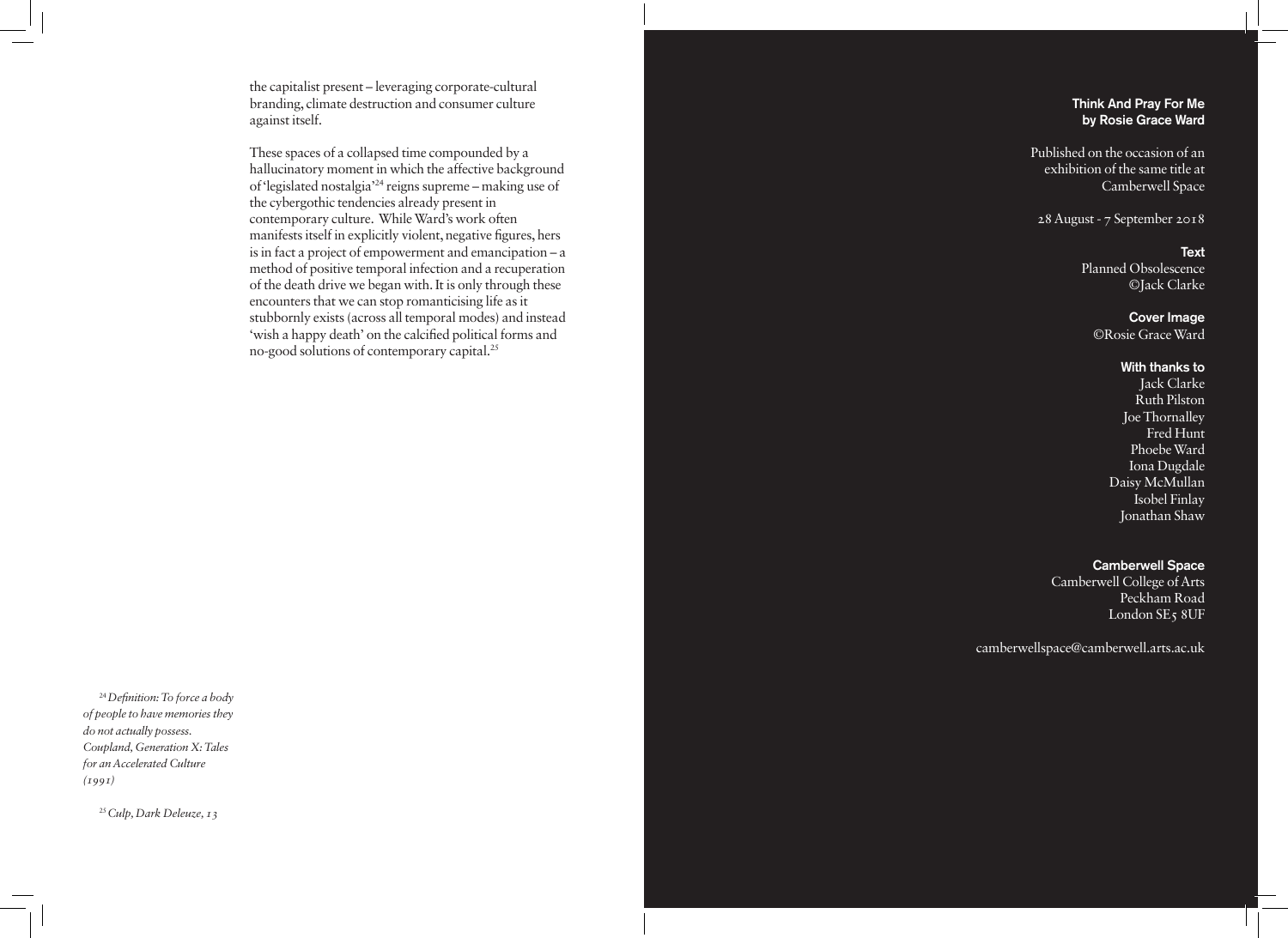the capitalist present – leveraging corporate-cultural branding, climate destruction and consumer culture against itself.

These spaces of a collapsed time compounded by a hallucinatory moment in which the affective background of 'legislated nostalgia'[24] reigns supreme – making use of the cybergothic tendencies already present in contemporary culture. While Ward's work often manifests itself in explicitly violent, negative figures, hers is in fact a project of empowerment and emancipation – a method of positive temporal infection and a recuperation of the death drive we began with. It is only through these encounters that we can stop romanticising life as it stubbornly exists (across all temporal modes) and instead 'wish a happy death' on the calcified political forms and no-good solutions of contemporary capital.[25]

[24] *Definition: To force a body of people to have memories they do not actually possess. Coupland, Generation X: Tales for an Accelerated Culture (1991)*

[25] *Culp, Dark Deleuze, 13*

**Think And Pray For Me**
**by Rosie Grace Ward**

Published on the occasion of an exhibition of the same title at Camberwell Space

28 August - 7 September 2018

**Text**
Planned Obsolescence
©Jack Clarke

**Cover Image**
©Rosie Grace Ward

**With thanks to**
Jack Clarke
Ruth Pilston
Joe Thornalley
Fred Hunt
Phoebe Ward
Iona Dugdale
Daisy McMullan
Isobel Finlay
Jonathan Shaw

**Camberwell Space**
Camberwell College of Arts
Peckham Road
London SE5 8UF

camberwellspace@camberwell.arts.ac.uk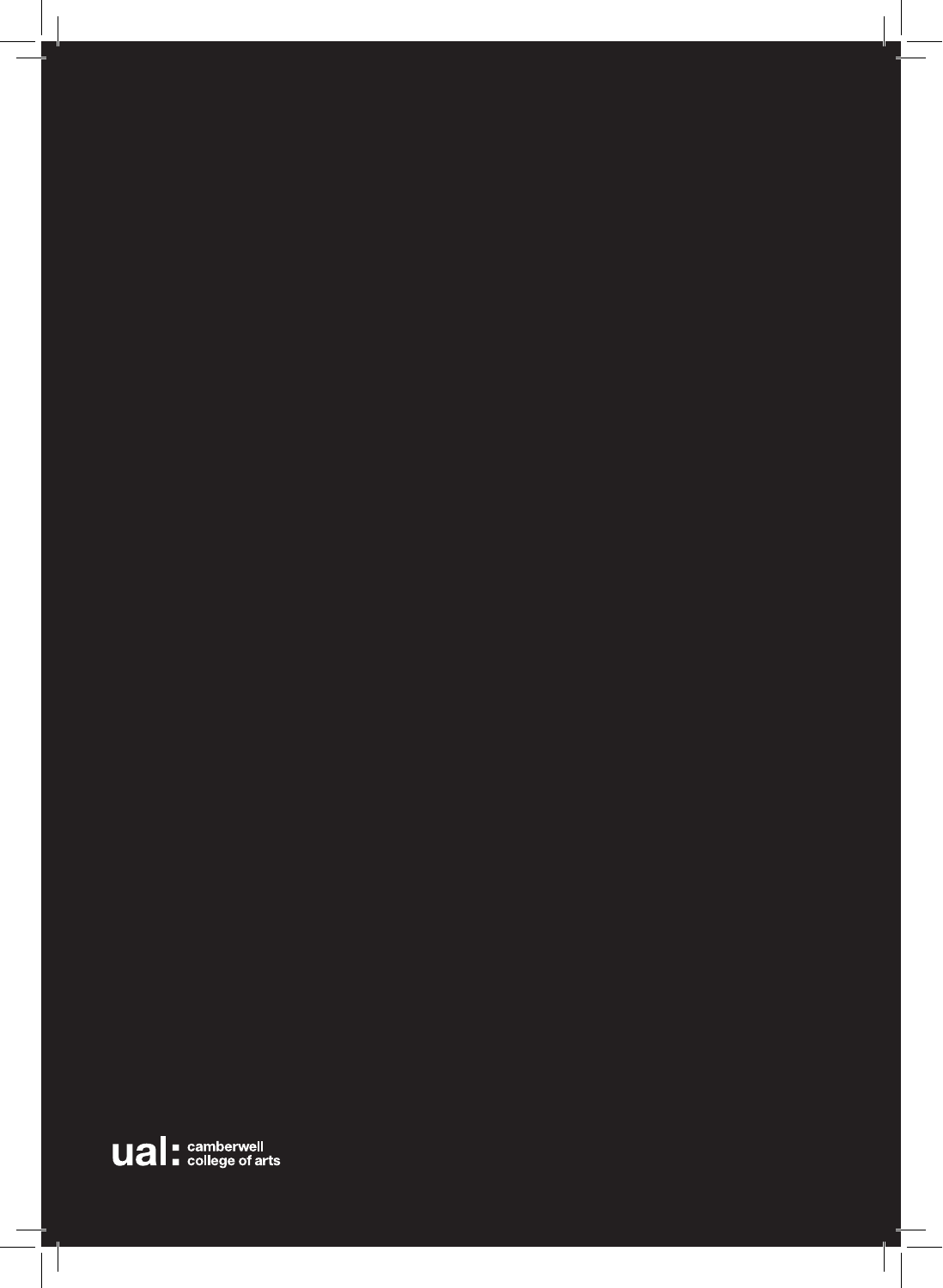ual: camberwell college of arts